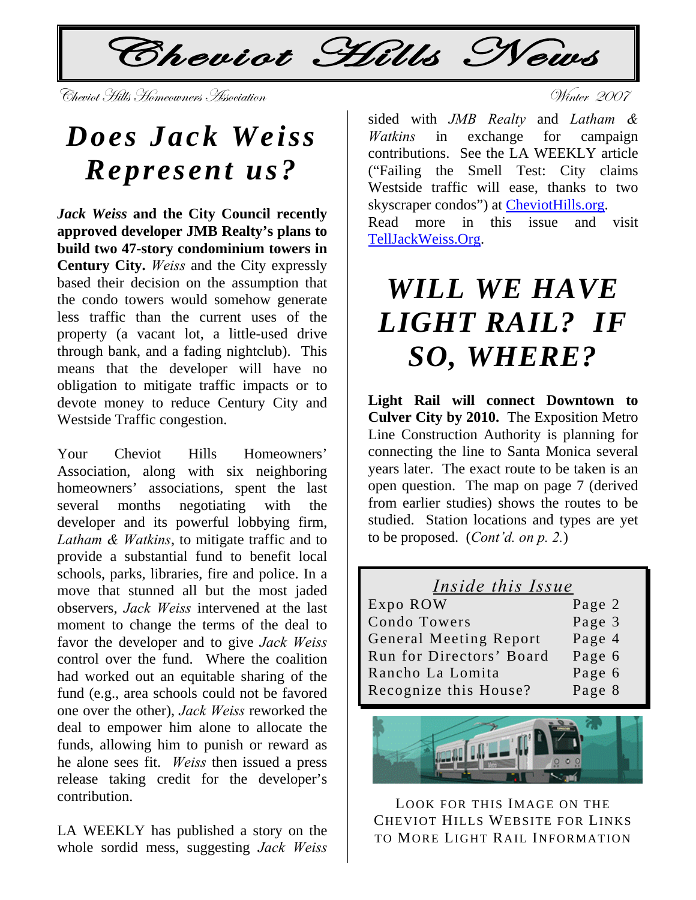# Cheviot Hills News

Cheviot Hills Homeowners Association

Winter 2007

## Does Jack Weiss Represent us?

***Jack Weiss* and the City Council recently approved developer JMB Realty's plans to build two 47-story condominium towers in Century City.** *Weiss* and the City expressly based their decision on the assumption that the condo towers would somehow generate less traffic than the current uses of the property (a vacant lot, a little-used drive through bank, and a fading nightclub). This means that the developer will have no obligation to mitigate traffic impacts or to devote money to reduce Century City and Westside Traffic congestion.

Your Cheviot Hills Homeowners' Association, along with six neighboring homeowners' associations, spent the last several months negotiating with the developer and its powerful lobbying firm, *Latham & Watkins*, to mitigate traffic and to provide a substantial fund to benefit local schools, parks, libraries, fire and police. In a move that stunned all but the most jaded observers, *Jack Weiss* intervened at the last moment to change the terms of the deal to favor the developer and to give *Jack Weiss* control over the fund. Where the coalition had worked out an equitable sharing of the fund (e.g., area schools could not be favored one over the other), *Jack Weiss* reworked the deal to empower him alone to allocate the funds, allowing him to punish or reward as he alone sees fit. *Weiss* then issued a press release taking credit for the developer's contribution.

LA WEEKLY has published a story on the whole sordid mess, suggesting *Jack Weiss* sided with *JMB Realty* and *Latham & Watkins* in exchange for campaign contributions. See the LA WEEKLY article ("Failing the Smell Test: City claims Westside traffic will ease, thanks to two skyscraper condos") at CheviotHills.org. Read more in this issue and visit TellJackWeiss.Org.

## *WILL WE HAVE LIGHT RAIL? IF SO, WHERE?*

**Light Rail will connect Downtown to Culver City by 2010.** The Exposition Metro Line Construction Authority is planning for connecting the line to Santa Monica several years later. The exact route to be taken is an open question. The map on page 7 (derived from earlier studies) shows the routes to be studied. Station locations and types are yet to be proposed. (*Cont'd. on p. 2.*)

| *Inside this Issue* | |
|---|---|
| Expo ROW | Page 2 |
| Condo Towers | Page 3 |
| General Meeting Report | Page 4 |
| Run for Directors' Board | Page 6 |
| Rancho La Lomita | Page 6 |
| Recognize this House? | Page 8 |

LOOK FOR THIS IMAGE ON THE CHEVIOT HILLS WEBSITE FOR LINKS TO MORE LIGHT RAIL INFORMATION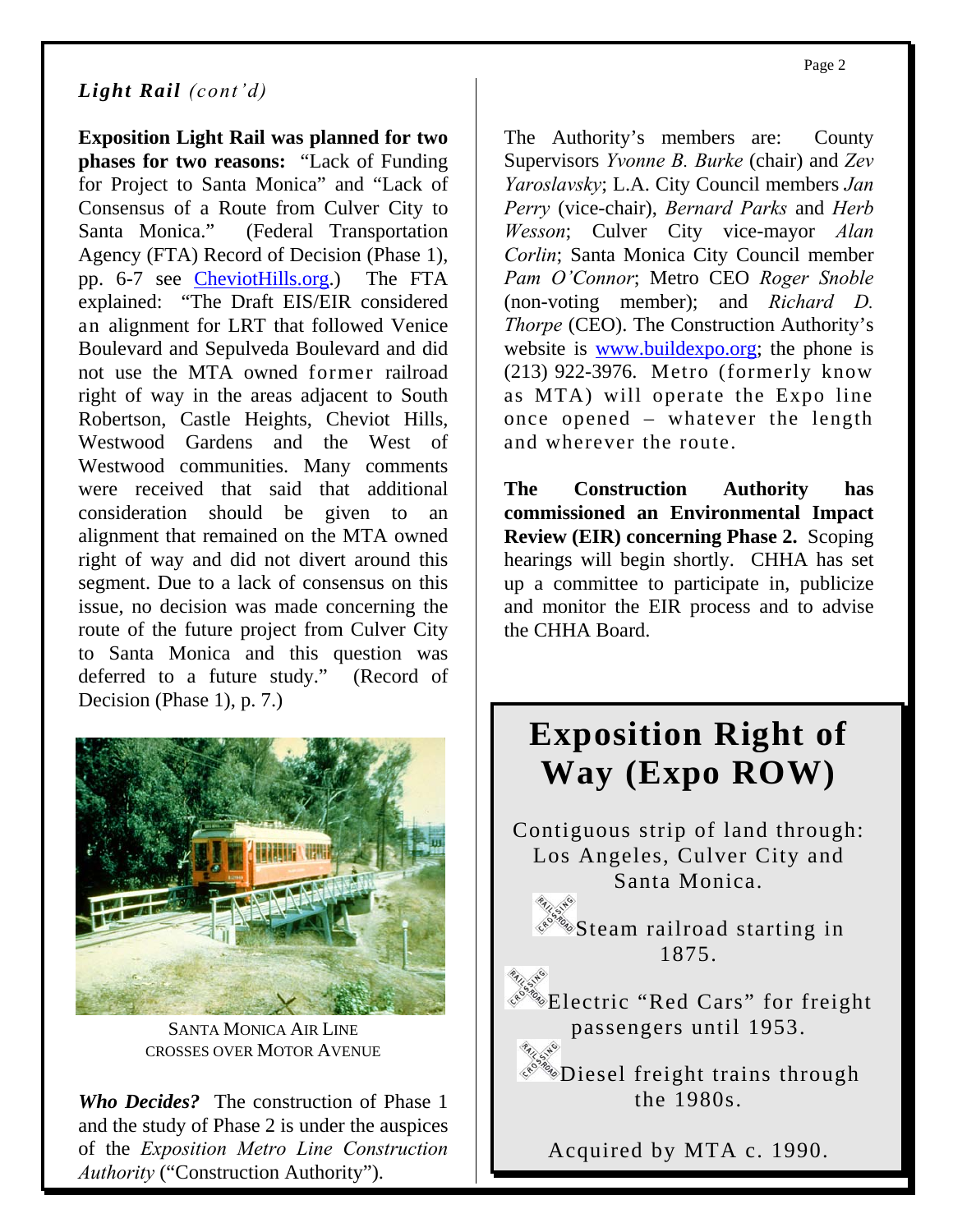## *Light Rail (cont'd)*

**Exposition Light Rail was planned for two phases for two reasons:** "Lack of Funding for Project to Santa Monica" and "Lack of Consensus of a Route from Culver City to Santa Monica." (Federal Transportation Agency (FTA) Record of Decision (Phase 1), pp. 6-7 see CheviotHills.org.) The FTA explained: "The Draft EIS/EIR considered an alignment for LRT that followed Venice Boulevard and Sepulveda Boulevard and did not use the MTA owned former railroad right of way in the areas adjacent to South Robertson, Castle Heights, Cheviot Hills, Westwood Gardens and the West of Westwood communities. Many comments were received that said that additional consideration should be given to an alignment that remained on the MTA owned right of way and did not divert around this segment. Due to a lack of consensus on this issue, no decision was made concerning the route of the future project from Culver City to Santa Monica and this question was deferred to a future study." (Record of Decision (Phase 1), p. 7.)

SANTA MONICA AIR LINE CROSSES OVER MOTOR AVENUE

***Who Decides?*** The construction of Phase 1 and the study of Phase 2 is under the auspices of the *Exposition Metro Line Construction Authority* ("Construction Authority").

The Authority's members are: County Supervisors *Yvonne B. Burke* (chair) and *Zev Yaroslavsky*; L.A. City Council members *Jan Perry* (vice-chair), *Bernard Parks* and *Herb Wesson*; Culver City vice-mayor *Alan Corlin*; Santa Monica City Council member *Pam O'Connor*; Metro CEO *Roger Snoble* (non-voting member); and *Richard D. Thorpe* (CEO). The Construction Authority's website is www.buildexpo.org; the phone is (213) 922-3976. Metro (formerly know as MTA) will operate the Expo line once opened – whatever the length and wherever the route.

**The Construction Authority has commissioned an Environmental Impact Review (EIR) concerning Phase 2.** Scoping hearings will begin shortly. CHHA has set up a committee to participate in, publicize and monitor the EIR process and to advise the CHHA Board.

## Exposition Right of Way (Expo ROW)

Contiguous strip of land through: Los Angeles, Culver City and Santa Monica.

- Steam railroad starting in 1875.
- Electric "Red Cars" for freight passengers until 1953.
- Diesel freight trains through the 1980s.

Acquired by MTA c. 1990.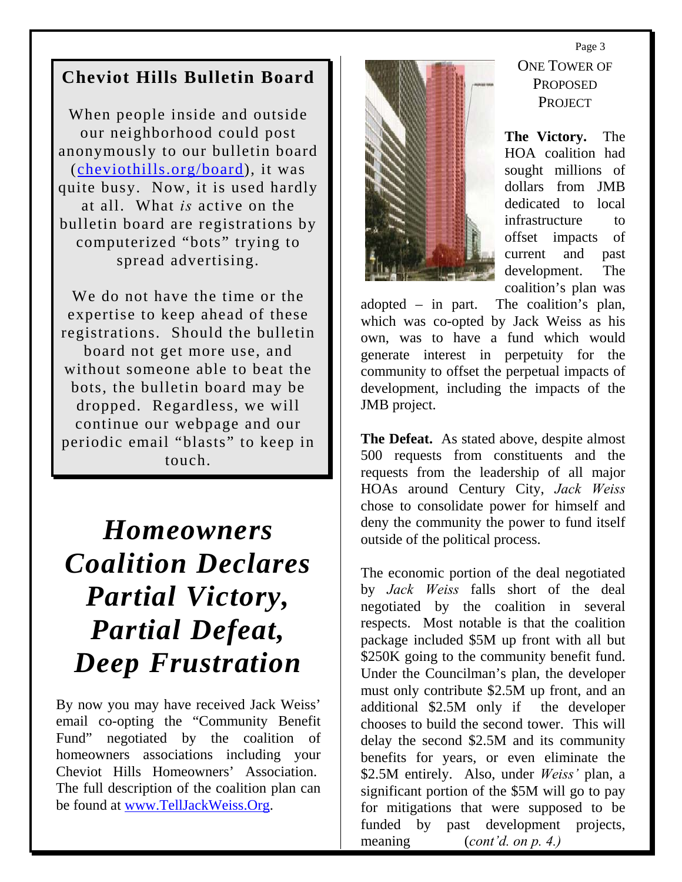## Cheviot Hills Bulletin Board

When people inside and outside our neighborhood could post anonymously to our bulletin board (cheviothills.org/board), it was quite busy. Now, it is used hardly at all. What *is* active on the bulletin board are registrations by computerized "bots" trying to spread advertising.

We do not have the time or the expertise to keep ahead of these registrations. Should the bulletin board not get more use, and without someone able to beat the bots, the bulletin board may be dropped. Regardless, we will continue our webpage and our periodic email "blasts" to keep in touch.

# *Homeowners Coalition Declares Partial Victory, Partial Defeat, Deep Frustration*

By now you may have received Jack Weiss' email co-opting the "Community Benefit Fund" negotiated by the coalition of homeowners associations including your Cheviot Hills Homeowners' Association. The full description of the coalition plan can be found at www.TellJackWeiss.Org.

ONE TOWER OF PROPOSED PROJECT

**The Victory.** The HOA coalition had sought millions of dollars from JMB dedicated to local infrastructure to offset impacts of current and past development. The coalition's plan was adopted – in part. The coalition's plan, which was co-opted by Jack Weiss as his own, was to have a fund which would generate interest in perpetuity for the community to offset the perpetual impacts of development, including the impacts of the JMB project.

**The Defeat.** As stated above, despite almost 500 requests from constituents and the requests from the leadership of all major HOAs around Century City, *Jack Weiss* chose to consolidate power for himself and deny the community the power to fund itself outside of the political process.

The economic portion of the deal negotiated by *Jack Weiss* falls short of the deal negotiated by the coalition in several respects. Most notable is that the coalition package included $5M up front with all but $250K going to the community benefit fund. Under the Councilman's plan, the developer must only contribute $2.5M up front, and an additional $2.5M only if the developer chooses to build the second tower. This will delay the second $2.5M and its community benefits for years, or even eliminate the $2.5M entirely. Also, under *Weiss'* plan, a significant portion of the $5M will go to pay for mitigations that were supposed to be funded by past development projects, meaning (*cont'd. on p. 4.)*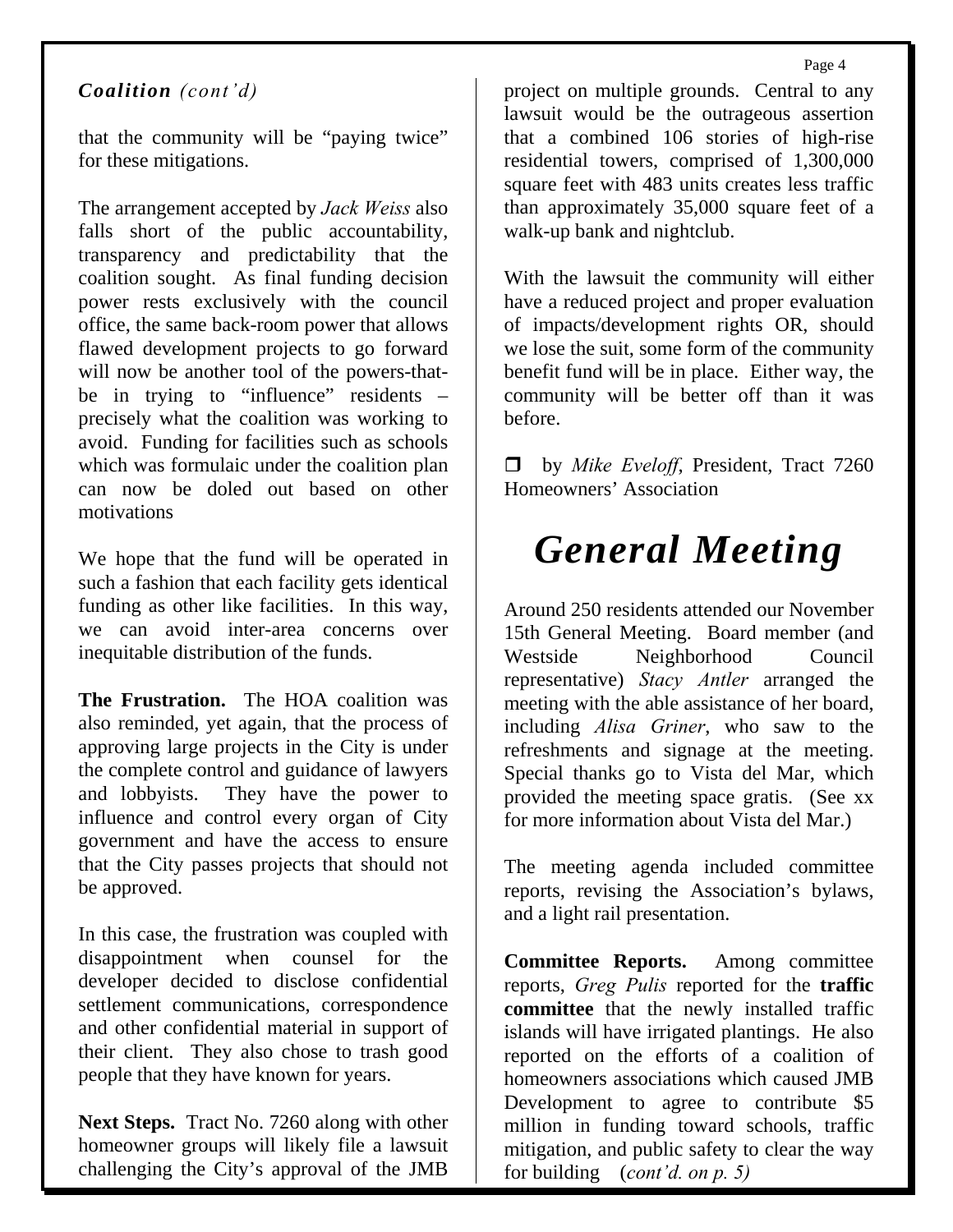### *Coalition (cont'd)*

that the community will be "paying twice" for these mitigations.

The arrangement accepted by *Jack Weiss* also falls short of the public accountability, transparency and predictability that the coalition sought. As final funding decision power rests exclusively with the council office, the same back-room power that allows flawed development projects to go forward will now be another tool of the powers-that-be in trying to "influence" residents – precisely what the coalition was working to avoid. Funding for facilities such as schools which was formulaic under the coalition plan can now be doled out based on other motivations

We hope that the fund will be operated in such a fashion that each facility gets identical funding as other like facilities. In this way, we can avoid inter-area concerns over inequitable distribution of the funds.

**The Frustration.** The HOA coalition was also reminded, yet again, that the process of approving large projects in the City is under the complete control and guidance of lawyers and lobbyists. They have the power to influence and control every organ of City government and have the access to ensure that the City passes projects that should not be approved.

In this case, the frustration was coupled with disappointment when counsel for the developer decided to disclose confidential settlement communications, correspondence and other confidential material in support of their client. They also chose to trash good people that they have known for years.

**Next Steps.** Tract No. 7260 along with other homeowner groups will likely file a lawsuit challenging the City's approval of the JMB project on multiple grounds. Central to any lawsuit would be the outrageous assertion that a combined 106 stories of high-rise residential towers, comprised of 1,300,000 square feet with 483 units creates less traffic than approximately 35,000 square feet of a walk-up bank and nightclub.

With the lawsuit the community will either have a reduced project and proper evaluation of impacts/development rights OR, should we lose the suit, some form of the community benefit fund will be in place. Either way, the community will be better off than it was before.

❒ by *Mike Eveloff*, President, Tract 7260 Homeowners' Association

# *General Meeting*

Around 250 residents attended our November 15th General Meeting. Board member (and Westside Neighborhood Council representative) *Stacy Antler* arranged the meeting with the able assistance of her board, including *Alisa Griner*, who saw to the refreshments and signage at the meeting. Special thanks go to Vista del Mar, which provided the meeting space gratis. (See xx for more information about Vista del Mar.)

The meeting agenda included committee reports, revising the Association's bylaws, and a light rail presentation.

**Committee Reports.** Among committee reports, *Greg Pulis* reported for the **traffic committee** that the newly installed traffic islands will have irrigated plantings. He also reported on the efforts of a coalition of homeowners associations which caused JMB Development to agree to contribute $5 million in funding toward schools, traffic mitigation, and public safety to clear the way for building (*cont'd. on p. 5)*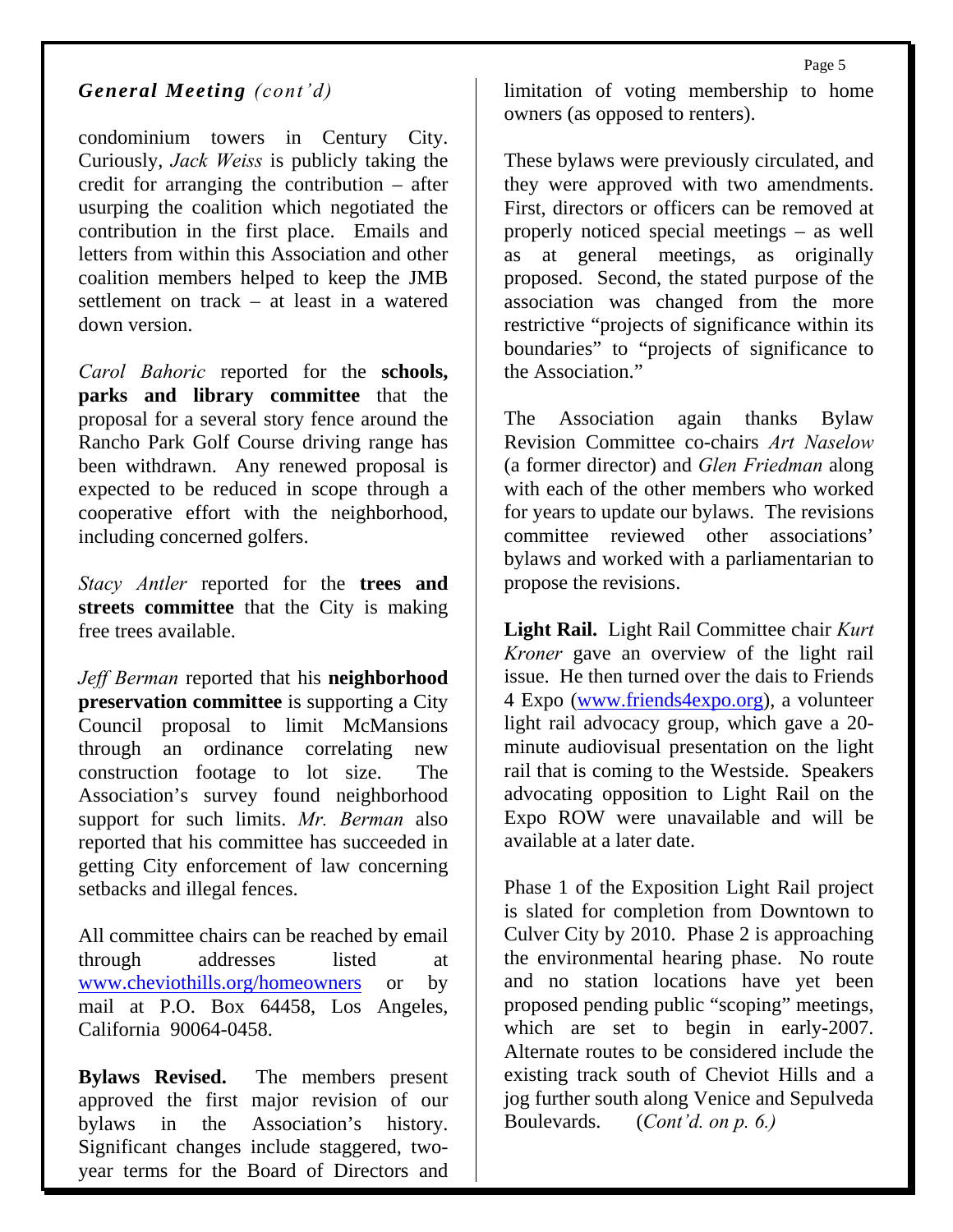### *General Meeting (cont'd)*

condominium towers in Century City. Curiously, *Jack Weiss* is publicly taking the credit for arranging the contribution – after usurping the coalition which negotiated the contribution in the first place. Emails and letters from within this Association and other coalition members helped to keep the JMB settlement on track – at least in a watered down version.

*Carol Bahoric* reported for the **schools, parks and library committee** that the proposal for a several story fence around the Rancho Park Golf Course driving range has been withdrawn. Any renewed proposal is expected to be reduced in scope through a cooperative effort with the neighborhood, including concerned golfers.

*Stacy Antler* reported for the **trees and streets committee** that the City is making free trees available.

*Jeff Berman* reported that his **neighborhood preservation committee** is supporting a City Council proposal to limit McMansions through an ordinance correlating new construction footage to lot size. The Association's survey found neighborhood support for such limits. *Mr. Berman* also reported that his committee has succeeded in getting City enforcement of law concerning setbacks and illegal fences.

All committee chairs can be reached by email through addresses listed at www.cheviothills.org/homeowners or by mail at P.O. Box 64458, Los Angeles, California 90064-0458.

**Bylaws Revised.** The members present approved the first major revision of our bylaws in the Association's history. Significant changes include staggered, two-year terms for the Board of Directors and limitation of voting membership to home owners (as opposed to renters).

These bylaws were previously circulated, and they were approved with two amendments. First, directors or officers can be removed at properly noticed special meetings – as well as at general meetings, as originally proposed. Second, the stated purpose of the association was changed from the more restrictive "projects of significance within its boundaries" to "projects of significance to the Association."

The Association again thanks Bylaw Revision Committee co-chairs *Art Naselow* (a former director) and *Glen Friedman* along with each of the other members who worked for years to update our bylaws. The revisions committee reviewed other associations' bylaws and worked with a parliamentarian to propose the revisions.

**Light Rail.** Light Rail Committee chair *Kurt Kroner* gave an overview of the light rail issue. He then turned over the dais to Friends 4 Expo (www.friends4expo.org), a volunteer light rail advocacy group, which gave a 20-minute audiovisual presentation on the light rail that is coming to the Westside. Speakers advocating opposition to Light Rail on the Expo ROW were unavailable and will be available at a later date.

Phase 1 of the Exposition Light Rail project is slated for completion from Downtown to Culver City by 2010. Phase 2 is approaching the environmental hearing phase. No route and no station locations have yet been proposed pending public "scoping" meetings, which are set to begin in early-2007. Alternate routes to be considered include the existing track south of Cheviot Hills and a jog further south along Venice and Sepulveda Boulevards. (*Cont'd. on p. 6.)*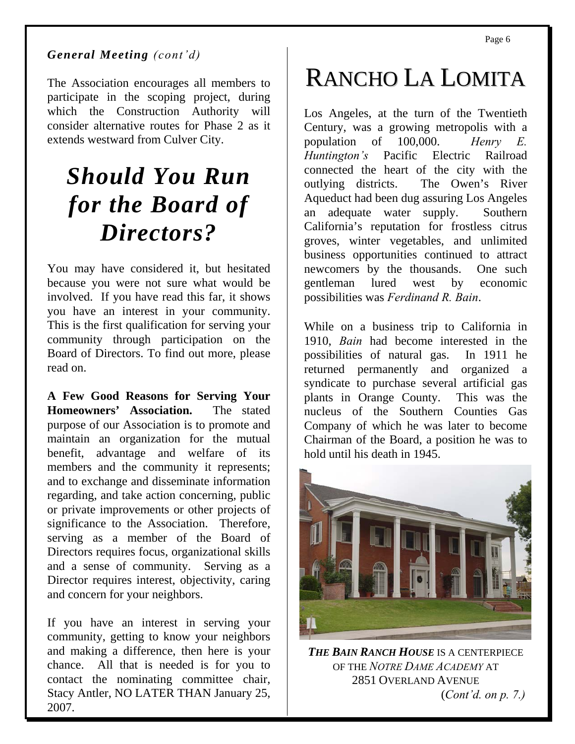***General Meeting** (cont'd)*

The Association encourages all members to participate in the scoping project, during which the Construction Authority will consider alternative routes for Phase 2 as it extends westward from Culver City.

# *Should You Run for the Board of Directors?*

You may have considered it, but hesitated because you were not sure what would be involved. If you have read this far, it shows you have an interest in your community. This is the first qualification for serving your community through participation on the Board of Directors. To find out more, please read on.

**A Few Good Reasons for Serving Your Homeowners' Association.** The stated purpose of our Association is to promote and maintain an organization for the mutual benefit, advantage and welfare of its members and the community it represents; and to exchange and disseminate information regarding, and take action concerning, public or private improvements or other projects of significance to the Association. Therefore, serving as a member of the Board of Directors requires focus, organizational skills and a sense of community. Serving as a Director requires interest, objectivity, caring and concern for your neighbors.

If you have an interest in serving your community, getting to know your neighbors and making a difference, then here is your chance. All that is needed is for you to contact the nominating committee chair, Stacy Antler, NO LATER THAN January 25, 2007.

# RANCHO LA LOMITA

Los Angeles, at the turn of the Twentieth Century, was a growing metropolis with a population of 100,000. *Henry E. Huntington's* Pacific Electric Railroad connected the heart of the city with the outlying districts. The Owen's River Aqueduct had been dug assuring Los Angeles an adequate water supply. Southern California's reputation for frostless citrus groves, winter vegetables, and unlimited business opportunities continued to attract newcomers by the thousands. One such gentleman lured west by economic possibilities was *Ferdinand R. Bain*.

While on a business trip to California in 1910, *Bain* had become interested in the possibilities of natural gas. In 1911 he returned permanently and organized a syndicate to purchase several artificial gas plants in Orange County. This was the nucleus of the Southern Counties Gas Company of which he was later to become Chairman of the Board, a position he was to hold until his death in 1945.

***THE BAIN RANCH HOUSE*** IS A CENTERPIECE OF THE *NOTRE DAME ACADEMY* AT 2851 OVERLAND AVENUE

(*Cont'd. on p. 7.)*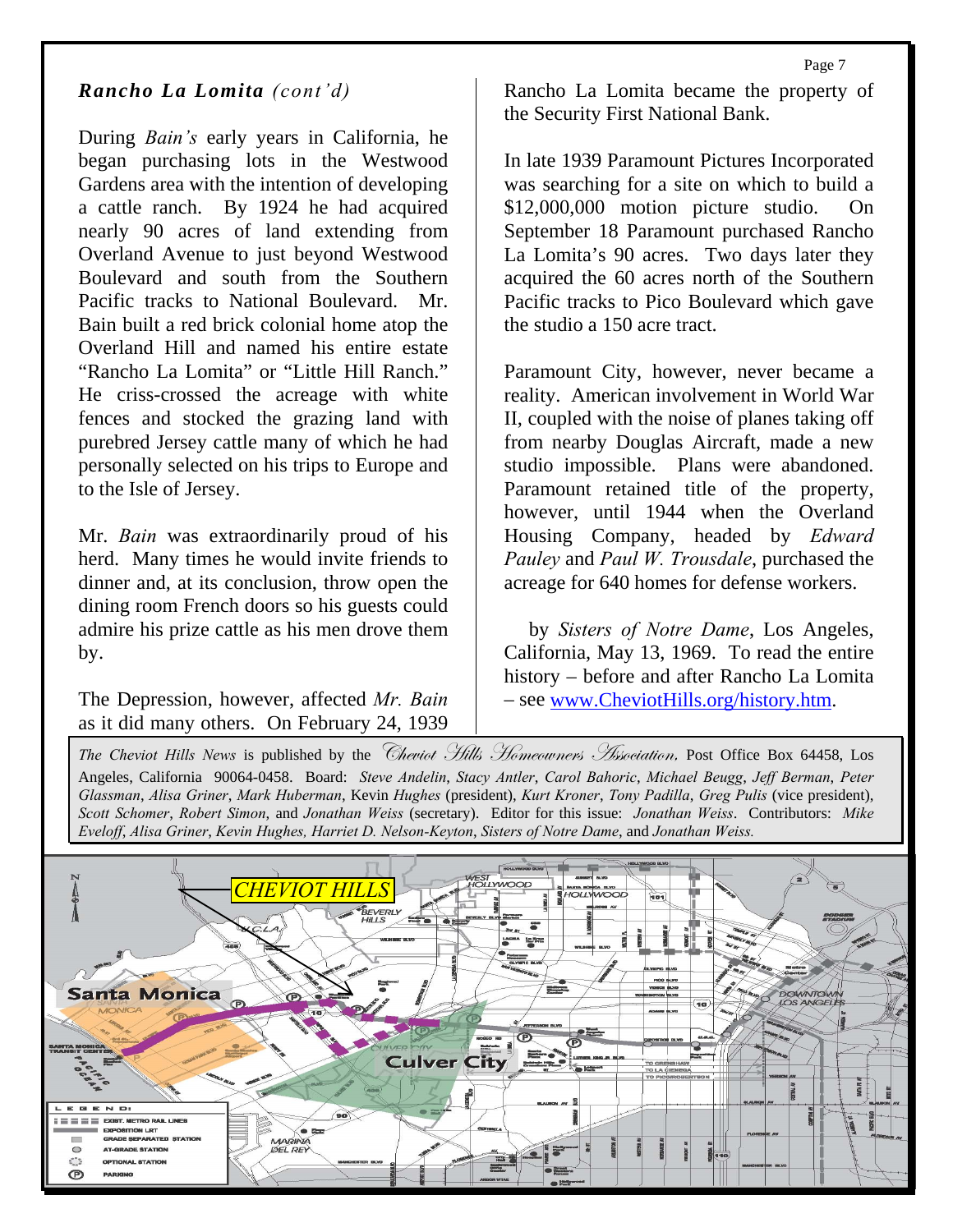### *Rancho La Lomita (cont'd)*

During *Bain's* early years in California, he began purchasing lots in the Westwood Gardens area with the intention of developing a cattle ranch. By 1924 he had acquired nearly 90 acres of land extending from Overland Avenue to just beyond Westwood Boulevard and south from the Southern Pacific tracks to National Boulevard. Mr. Bain built a red brick colonial home atop the Overland Hill and named his entire estate "Rancho La Lomita" or "Little Hill Ranch." He criss-crossed the acreage with white fences and stocked the grazing land with purebred Jersey cattle many of which he had personally selected on his trips to Europe and to the Isle of Jersey.

Mr. *Bain* was extraordinarily proud of his herd. Many times he would invite friends to dinner and, at its conclusion, throw open the dining room French doors so his guests could admire his prize cattle as his men drove them by.

The Depression, however, affected *Mr. Bain* as it did many others. On February 24, 1939 Rancho La Lomita became the property of the Security First National Bank.

In late 1939 Paramount Pictures Incorporated was searching for a site on which to build a $12,000,000 motion picture studio. On September 18 Paramount purchased Rancho La Lomita's 90 acres. Two days later they acquired the 60 acres north of the Southern Pacific tracks to Pico Boulevard which gave the studio a 150 acre tract.

Paramount City, however, never became a reality. American involvement in World War II, coupled with the noise of planes taking off from nearby Douglas Aircraft, made a new studio impossible. Plans were abandoned. Paramount retained title of the property, however, until 1944 when the Overland Housing Company, headed by *Edward Pauley* and *Paul W. Trousdale*, purchased the acreage for 640 homes for defense workers.

by *Sisters of Notre Dame*, Los Angeles, California, May 13, 1969. To read the entire history – before and after Rancho La Lomita – see www.CheviotHills.org/history.htm.

*The Cheviot Hills News* is published by the *Cheviot Hills Homeowners Association*, Post Office Box 64458, Los Angeles, California 90064-0458. Board: *Steve Andelin*, *Stacy Antler*, *Carol Bahoric*, *Michael Beugg*, *Jeff Berman*, *Peter Glassman*, *Alisa Griner*, *Mark Huberman*, Kevin *Hughes* (president), *Kurt Kroner*, *Tony Padilla*, *Greg Pulis* (vice president), *Scott Schomer*, *Robert Simon*, and *Jonathan Weiss* (secretary). Editor for this issue: *Jonathan Weiss*. Contributors: *Mike Eveloff*, *Alisa Griner*, *Kevin Hughes, Harriet D. Nelson-Keyton*, *Sisters of Notre Dame*, and *Jonathan Weiss.*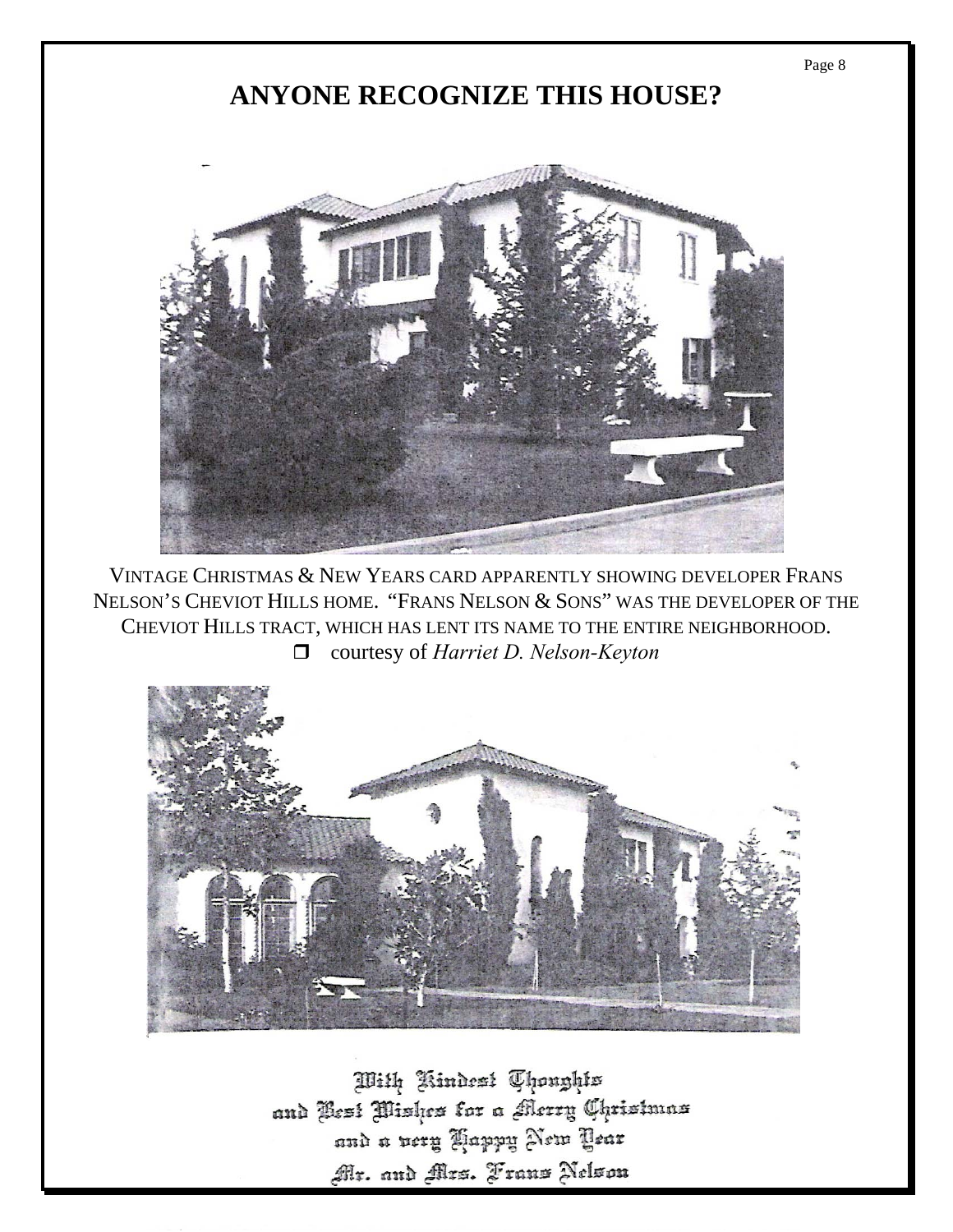# ANYONE RECOGNIZE THIS HOUSE?

VINTAGE CHRISTMAS & NEW YEARS CARD APPARENTLY SHOWING DEVELOPER FRANS NELSON'S CHEVIOT HILLS HOME. "FRANS NELSON & SONS" WAS THE DEVELOPER OF THE CHEVIOT HILLS TRACT, WHICH HAS LENT ITS NAME TO THE ENTIRE NEIGHBORHOOD.

❒ courtesy of *Harriet D. Nelson-Keyton*

With Kindest Thoughts
and Best Wishes for a Merry Christmas
and a very Happy New Year
Mr. and Mrs. Frans Nelson